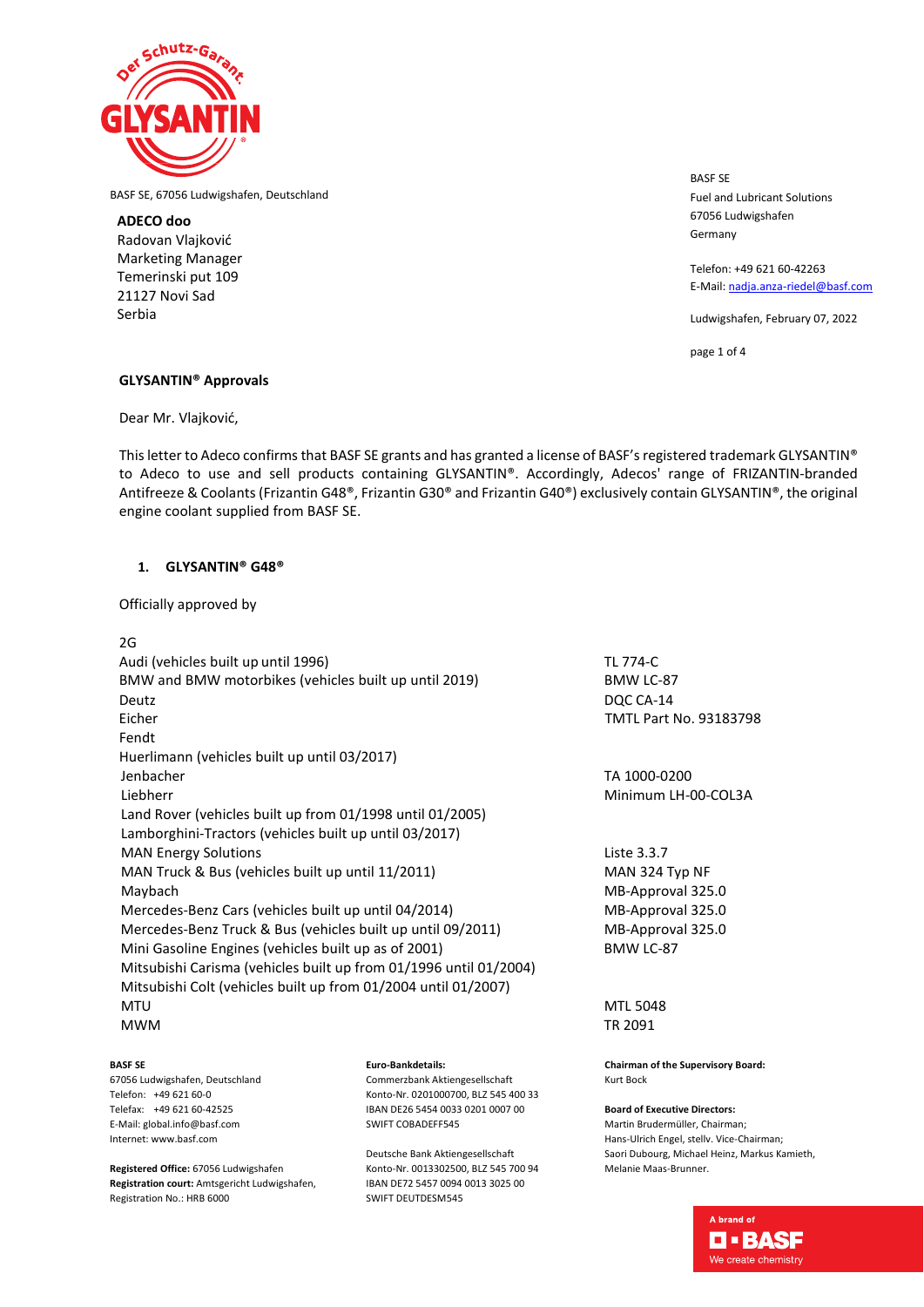BASF SE, 67056 Ludwigshafen, Deutschland

**ADECO doo**
Radovan Vlajković
Marketing Manager
Temerinski put 109
21127 Novi Sad
Serbia

BASF SE
Fuel and Lubricant Solutions
67056 Ludwigshafen
Germany

Telefon: +49 621 60-42263
E-Mail: nadja.anza-riedel@basf.com

Ludwigshafen, February 07, 2022

**GLYSANTIN® Approvals**

Dear Mr. Vlajković,

This letter to Adeco confirms that BASF SE grants and has granted a license of BASF's registered trademark GLYSANTIN® to Adeco to use and sell products containing GLYSANTIN®. Accordingly, Adecos' range of FRIZANTIN-branded Antifreeze & Coolants (Frizantin G48®, Frizantin G30® and Frizantin G40®) exclusively contain GLYSANTIN®, the original engine coolant supplied from BASF SE.

## 1. GLYSANTIN® G48®

Officially approved by

| | |
|---|---|
| 2G | |
| Audi (vehicles built up until 1996) | TL 774-C |
| BMW and BMW motorbikes (vehicles built up until 2019) | BMW LC-87 |
| Deutz | DQC CA-14 |
| Eicher | TMTL Part No. 93183798 |
| Fendt | |
| Huerlimann (vehicles built up until 03/2017) | |
| Jenbacher | TA 1000-0200 |
| Liebherr | Minimum LH-00-COL3A |
| Land Rover (vehicles built up from 01/1998 until 01/2005) | |
| Lamborghini-Tractors (vehicles built up until 03/2017) | |
| MAN Energy Solutions | Liste 3.3.7 |
| MAN Truck & Bus (vehicles built up until 11/2011) | MAN 324 Typ NF |
| Maybach | MB-Approval 325.0 |
| Mercedes-Benz Cars (vehicles built up until 04/2014) | MB-Approval 325.0 |
| Mercedes-Benz Truck & Bus (vehicles built up until 09/2011) | MB-Approval 325.0 |
| Mini Gasoline Engines (vehicles built up as of 2001) | BMW LC-87 |
| Mitsubishi Carisma (vehicles built up from 01/1996 until 01/2004) | |
| Mitsubishi Colt (vehicles built up from 01/2004 until 01/2007) | |
| MTU | MTL 5048 |
| MWM | TR 2091 |

**BASF SE**
67056 Ludwigshafen, Deutschland
Telefon: +49 621 60-0
Telefax: +49 621 60-42525
E-Mail: global.info@basf.com
Internet: www.basf.com

**Registered Office:** 67056 Ludwigshafen
**Registration court:** Amtsgericht Ludwigshafen,
Registration No.: HRB 6000

**Euro-Bankdetails:**
Commerzbank Aktiengesellschaft
Konto-Nr. 0201000700, BLZ 545 400 33
IBAN DE26 5454 0033 0201 0007 00
SWIFT COBADEFF545

Deutsche Bank Aktiengesellschaft
Konto-Nr. 0013302500, BLZ 545 700 94
IBAN DE72 5457 0094 0013 3025 00
SWIFT DEUTDESM545

**Chairman of the Supervisory Board:**
Kurt Bock

**Board of Executive Directors:**
Martin Brudermüller, Chairman;
Hans-Ulrich Engel, stellv. Vice-Chairman;
Saori Dubourg, Michael Heinz, Markus Kamieth,
Melanie Maas-Brunner.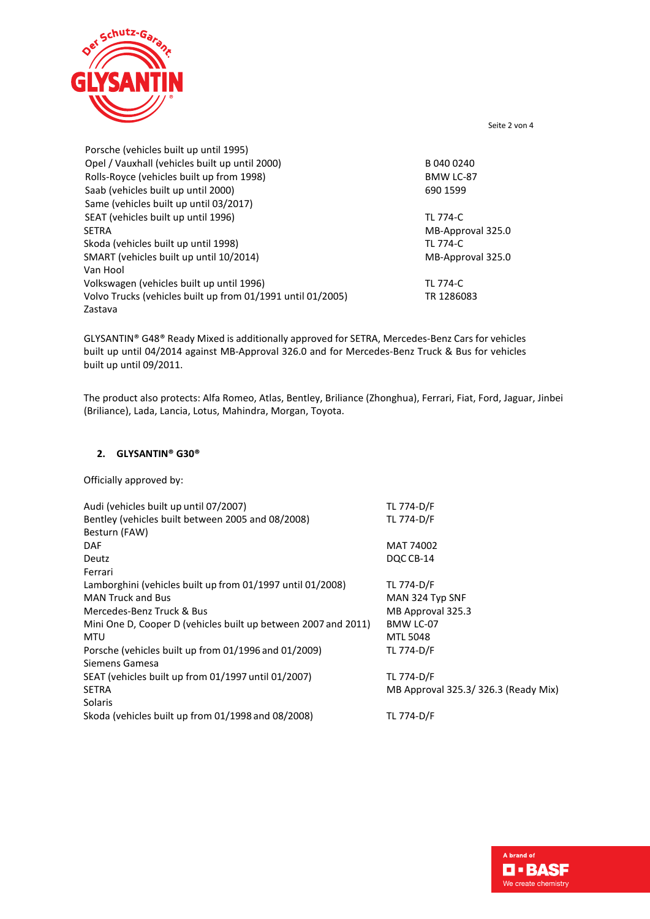| | |
|---|---|
| Porsche (vehicles built up until 1995) | |
| Opel / Vauxhall (vehicles built up until 2000) | B 040 0240 |
| Rolls-Royce (vehicles built up from 1998) | BMW LC-87 |
| Saab (vehicles built up until 2000) | 690 1599 |
| Same (vehicles built up until 03/2017) | |
| SEAT (vehicles built up until 1996) | TL 774-C |
| SETRA | MB-Approval 325.0 |
| Skoda (vehicles built up until 1998) | TL 774-C |
| SMART (vehicles built up until 10/2014) | MB-Approval 325.0 |
| Van Hool | |
| Volkswagen (vehicles built up until 1996) | TL 774-C |
| Volvo Trucks (vehicles built up from 01/1991 until 01/2005) | TR 1286083 |
| Zastava | |

GLYSANTIN® G48® Ready Mixed is additionally approved for SETRA, Mercedes-Benz Cars for vehicles built up until 04/2014 against MB-Approval 326.0 and for Mercedes-Benz Truck & Bus for vehicles built up until 09/2011.

The product also protects: Alfa Romeo, Atlas, Bentley, Briliance (Zhonghua), Ferrari, Fiat, Ford, Jaguar, Jinbei (Briliance), Lada, Lancia, Lotus, Mahindra, Morgan, Toyota.

## 2. GLYSANTIN® G30®

Officially approved by:

| | |
|---|---|
| Audi (vehicles built up until 07/2007) | TL 774-D/F |
| Bentley (vehicles built between 2005 and 08/2008) | TL 774-D/F |
| Besturn (FAW) | |
| DAF | MAT 74002 |
| Deutz | DQC CB-14 |
| Ferrari | |
| Lamborghini (vehicles built up from 01/1997 until 01/2008) | TL 774-D/F |
| MAN Truck and Bus | MAN 324 Typ SNF |
| Mercedes-Benz Truck & Bus | MB Approval 325.3 |
| Mini One D, Cooper D (vehicles built up between 2007 and 2011) | BMW LC-07 |
| MTU | MTL 5048 |
| Porsche (vehicles built up from 01/1996 and 01/2009) | TL 774-D/F |
| Siemens Gamesa | |
| SEAT (vehicles built up from 01/1997 until 01/2007) | TL 774-D/F |
| SETRA | MB Approval 325.3/ 326.3 (Ready Mix) |
| Solaris | |
| Skoda (vehicles built up from 01/1998 and 08/2008) | TL 774-D/F |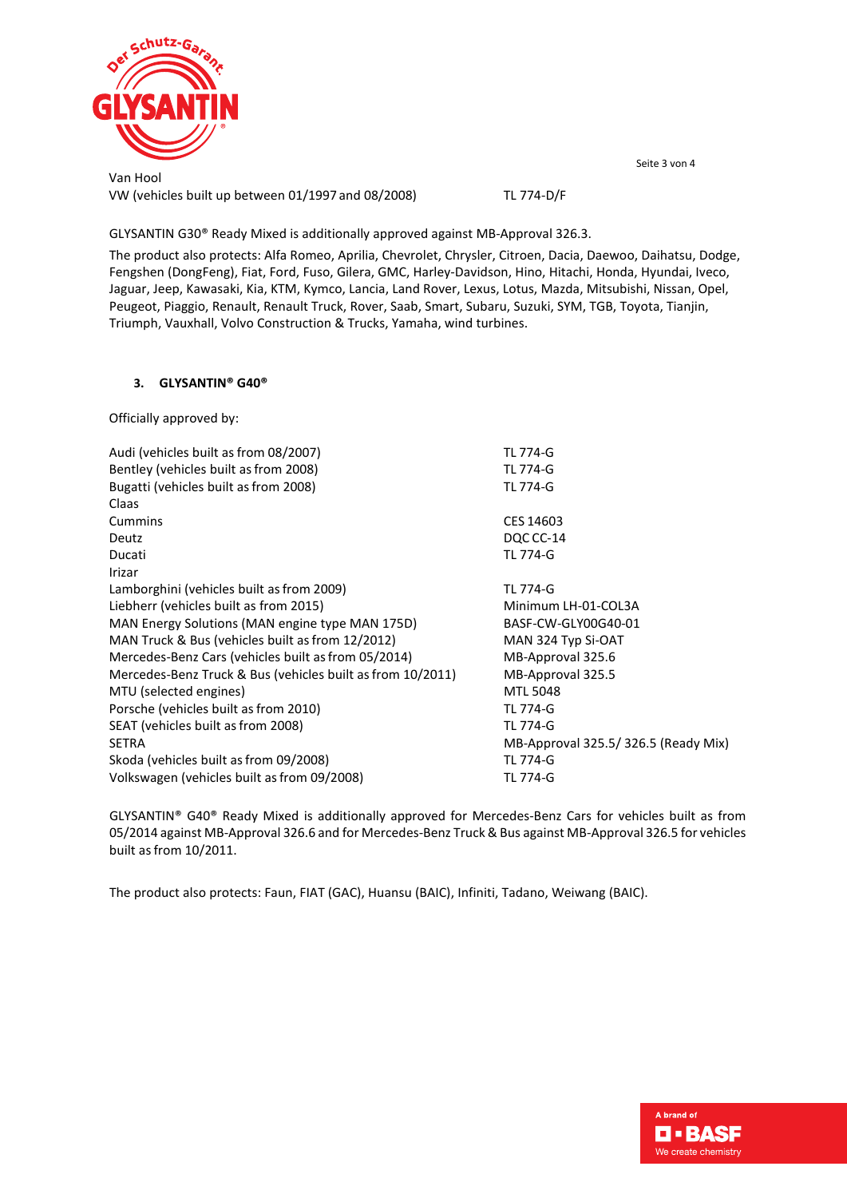| | |
|---|---|
| Van Hool | |
| VW (vehicles built up between 01/1997 and 08/2008) | TL 774-D/F |

GLYSANTIN G30® Ready Mixed is additionally approved against MB-Approval 326.3.

The product also protects: Alfa Romeo, Aprilia, Chevrolet, Chrysler, Citroen, Dacia, Daewoo, Daihatsu, Dodge, Fengshen (DongFeng), Fiat, Ford, Fuso, Gilera, GMC, Harley-Davidson, Hino, Hitachi, Honda, Hyundai, Iveco, Jaguar, Jeep, Kawasaki, Kia, KTM, Kymco, Lancia, Land Rover, Lexus, Lotus, Mazda, Mitsubishi, Nissan, Opel, Peugeot, Piaggio, Renault, Renault Truck, Rover, Saab, Smart, Subaru, Suzuki, SYM, TGB, Toyota, Tianjin, Triumph, Vauxhall, Volvo Construction & Trucks, Yamaha, wind turbines.

### 3. GLYSANTIN® G40®

Officially approved by:

| | |
|---|---|
| Audi (vehicles built as from 08/2007) | TL 774-G |
| Bentley (vehicles built as from 2008) | TL 774-G |
| Bugatti (vehicles built as from 2008) | TL 774-G |
| Claas | |
| Cummins | CES 14603 |
| Deutz | DQC CC-14 |
| Ducati | TL 774-G |
| Irizar | |
| Lamborghini (vehicles built as from 2009) | TL 774-G |
| Liebherr (vehicles built as from 2015) | Minimum LH-01-COL3A |
| MAN Energy Solutions (MAN engine type MAN 175D) | BASF-CW-GLY00G40-01 |
| MAN Truck & Bus (vehicles built as from 12/2012) | MAN 324 Typ Si-OAT |
| Mercedes-Benz Cars (vehicles built as from 05/2014) | MB-Approval 325.6 |
| Mercedes-Benz Truck & Bus (vehicles built as from 10/2011) | MB-Approval 325.5 |
| MTU (selected engines) | MTL 5048 |
| Porsche (vehicles built as from 2010) | TL 774-G |
| SEAT (vehicles built as from 2008) | TL 774-G |
| SETRA | MB-Approval 325.5/ 326.5 (Ready Mix) |
| Skoda (vehicles built as from 09/2008) | TL 774-G |
| Volkswagen (vehicles built as from 09/2008) | TL 774-G |

GLYSANTIN® G40® Ready Mixed is additionally approved for Mercedes-Benz Cars for vehicles built as from 05/2014 against MB-Approval 326.6 and for Mercedes-Benz Truck & Bus against MB-Approval 326.5 for vehicles built as from 10/2011.

The product also protects: Faun, FIAT (GAC), Huansu (BAIC), Infiniti, Tadano, Weiwang (BAIC).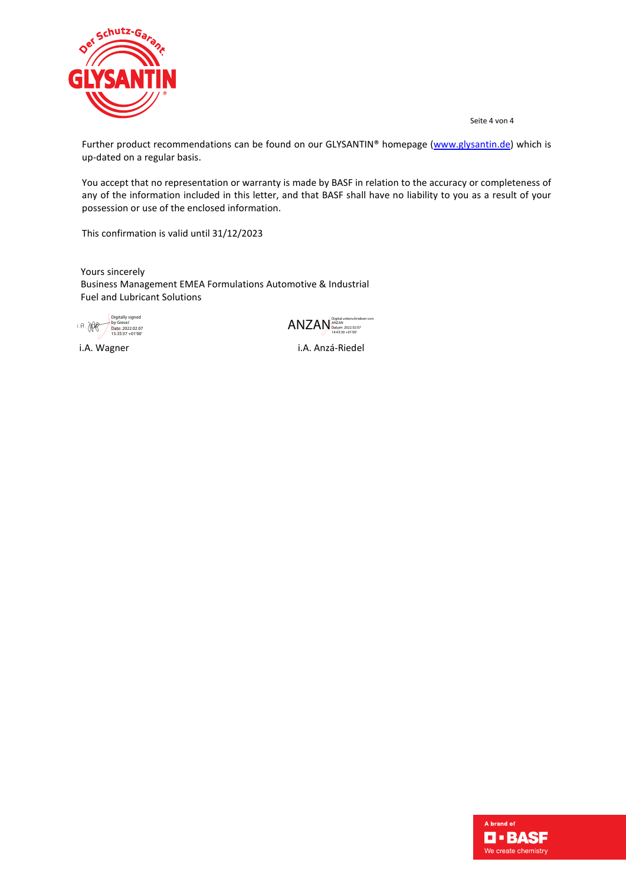Further product recommendations can be found on our GLYSANTIN® homepage (www.glysantin.de) which is up-dated on a regular basis.

You accept that no representation or warranty is made by BASF in relation to the accuracy or completeness of any of the information included in this letter, and that BASF shall have no liability to you as a result of your possession or use of the enclosed information.

This confirmation is valid until 31/12/2023

Yours sincerely
Business Management EMEA Formulations Automotive & Industrial
Fuel and Lubricant Solutions

i.A. Digitally signed by GieseJ Date: 2022.02.07 15:35:37 +01'00'

ANZAN Digital unterschrieben von ANZAN Datum: 2022.02.07 14:43:30 +01'00'

i.A. Wagner

i.A. Anzá-Riedel